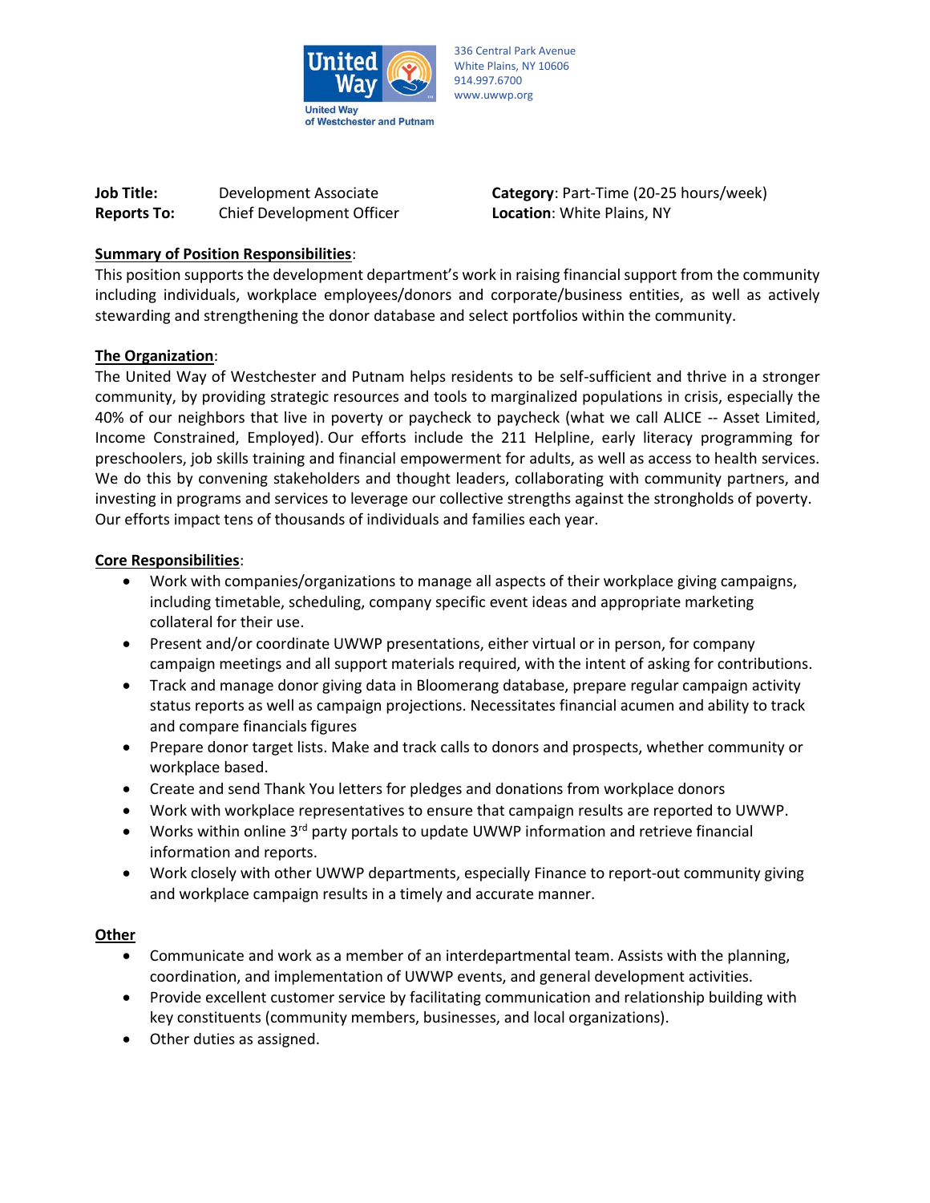United Way of Westchester and Putnam

336 Central Park Avenue
White Plains, NY 10606
914.997.6700
www.uwwp.org

| | | |
|---|---|---|
| **Job Title:** | Development Associate | **Category**: Part-Time (20-25 hours/week) |
| **Reports To:** | Chief Development Officer | **Location**: White Plains, NY |

**Summary of Position Responsibilities**:

This position supports the development department's work in raising financial support from the community including individuals, workplace employees/donors and corporate/business entities, as well as actively stewarding and strengthening the donor database and select portfolios within the community.

**The Organization**:

The United Way of Westchester and Putnam helps residents to be self-sufficient and thrive in a stronger community, by providing strategic resources and tools to marginalized populations in crisis, especially the 40% of our neighbors that live in poverty or paycheck to paycheck (what we call ALICE -- Asset Limited, Income Constrained, Employed). Our efforts include the 211 Helpline, early literacy programming for preschoolers, job skills training and financial empowerment for adults, as well as access to health services. We do this by convening stakeholders and thought leaders, collaborating with community partners, and investing in programs and services to leverage our collective strengths against the strongholds of poverty. Our efforts impact tens of thousands of individuals and families each year.

**Core Responsibilities**:

- Work with companies/organizations to manage all aspects of their workplace giving campaigns, including timetable, scheduling, company specific event ideas and appropriate marketing collateral for their use.
- Present and/or coordinate UWWP presentations, either virtual or in person, for company campaign meetings and all support materials required, with the intent of asking for contributions.
- Track and manage donor giving data in Bloomerang database, prepare regular campaign activity status reports as well as campaign projections. Necessitates financial acumen and ability to track and compare financials figures
- Prepare donor target lists. Make and track calls to donors and prospects, whether community or workplace based.
- Create and send Thank You letters for pledges and donations from workplace donors
- Work with workplace representatives to ensure that campaign results are reported to UWWP.
- Works within online 3rd party portals to update UWWP information and retrieve financial information and reports.
- Work closely with other UWWP departments, especially Finance to report-out community giving and workplace campaign results in a timely and accurate manner.

**Other**

- Communicate and work as a member of an interdepartmental team. Assists with the planning, coordination, and implementation of UWWP events, and general development activities.
- Provide excellent customer service by facilitating communication and relationship building with key constituents (community members, businesses, and local organizations).
- Other duties as assigned.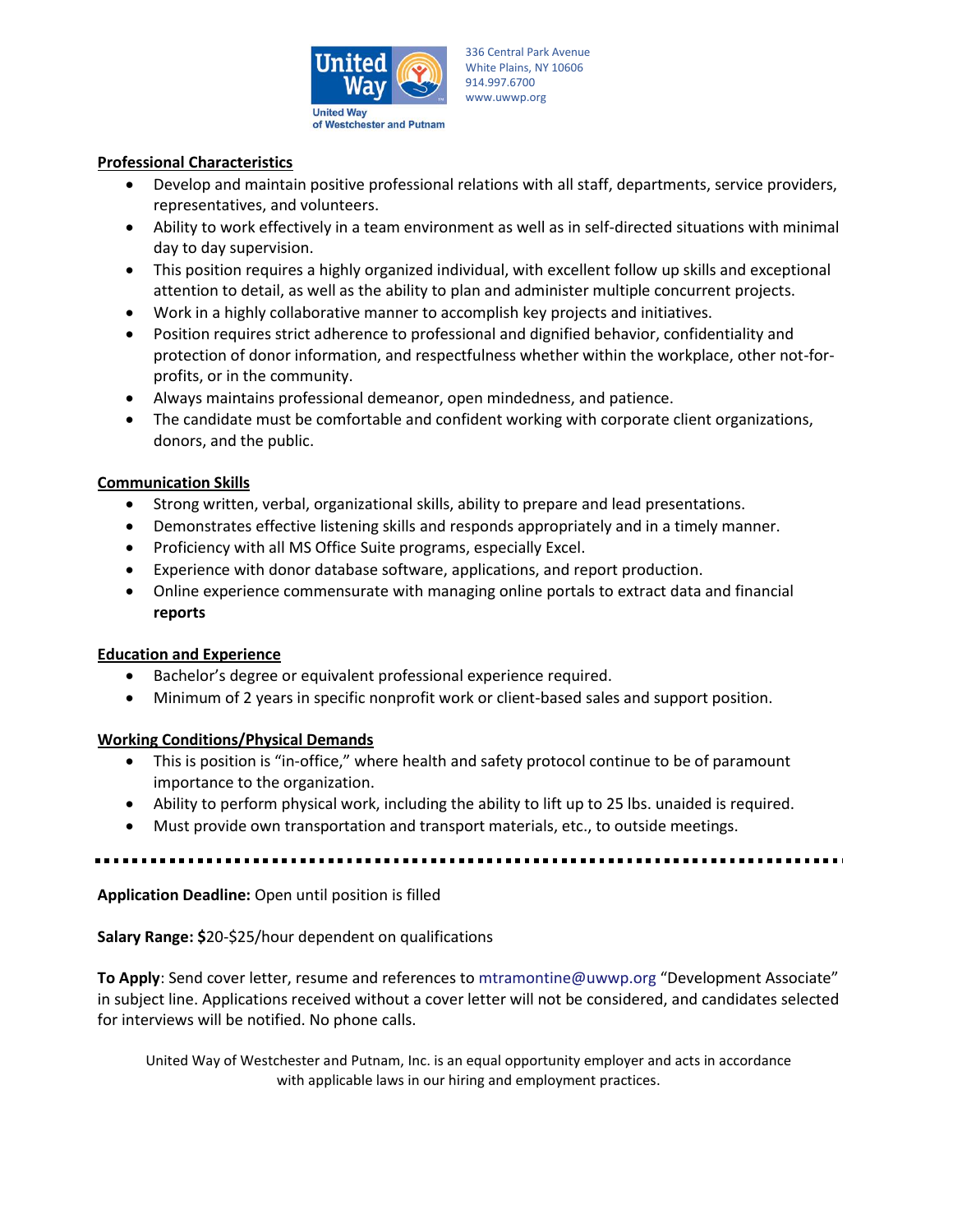United Way of Westchester and Putnam
336 Central Park Avenue
White Plains, NY 10606
914.997.6700
www.uwwp.org

**Professional Characteristics**

- Develop and maintain positive professional relations with all staff, departments, service providers, representatives, and volunteers.
- Ability to work effectively in a team environment as well as in self-directed situations with minimal day to day supervision.
- This position requires a highly organized individual, with excellent follow up skills and exceptional attention to detail, as well as the ability to plan and administer multiple concurrent projects.
- Work in a highly collaborative manner to accomplish key projects and initiatives.
- Position requires strict adherence to professional and dignified behavior, confidentiality and protection of donor information, and respectfulness whether within the workplace, other not-for-profits, or in the community.
- Always maintains professional demeanor, open mindedness, and patience.
- The candidate must be comfortable and confident working with corporate client organizations, donors, and the public.

**Communication Skills**

- Strong written, verbal, organizational skills, ability to prepare and lead presentations.
- Demonstrates effective listening skills and responds appropriately and in a timely manner.
- Proficiency with all MS Office Suite programs, especially Excel.
- Experience with donor database software, applications, and report production.
- Online experience commensurate with managing online portals to extract data and financial **reports**

**Education and Experience**

- Bachelor's degree or equivalent professional experience required.
- Minimum of 2 years in specific nonprofit work or client-based sales and support position.

**Working Conditions/Physical Demands**

- This is position is "in-office," where health and safety protocol continue to be of paramount importance to the organization.
- Ability to perform physical work, including the ability to lift up to 25 lbs. unaided is required.
- Must provide own transportation and transport materials, etc., to outside meetings.

---

**Application Deadline:** Open until position is filled

**Salary Range: $**20-$25/hour dependent on qualifications

**To Apply**: Send cover letter, resume and references to mtramontine@uwwp.org "Development Associate" in subject line. Applications received without a cover letter will not be considered, and candidates selected for interviews will be notified. No phone calls.

United Way of Westchester and Putnam, Inc. is an equal opportunity employer and acts in accordance with applicable laws in our hiring and employment practices.